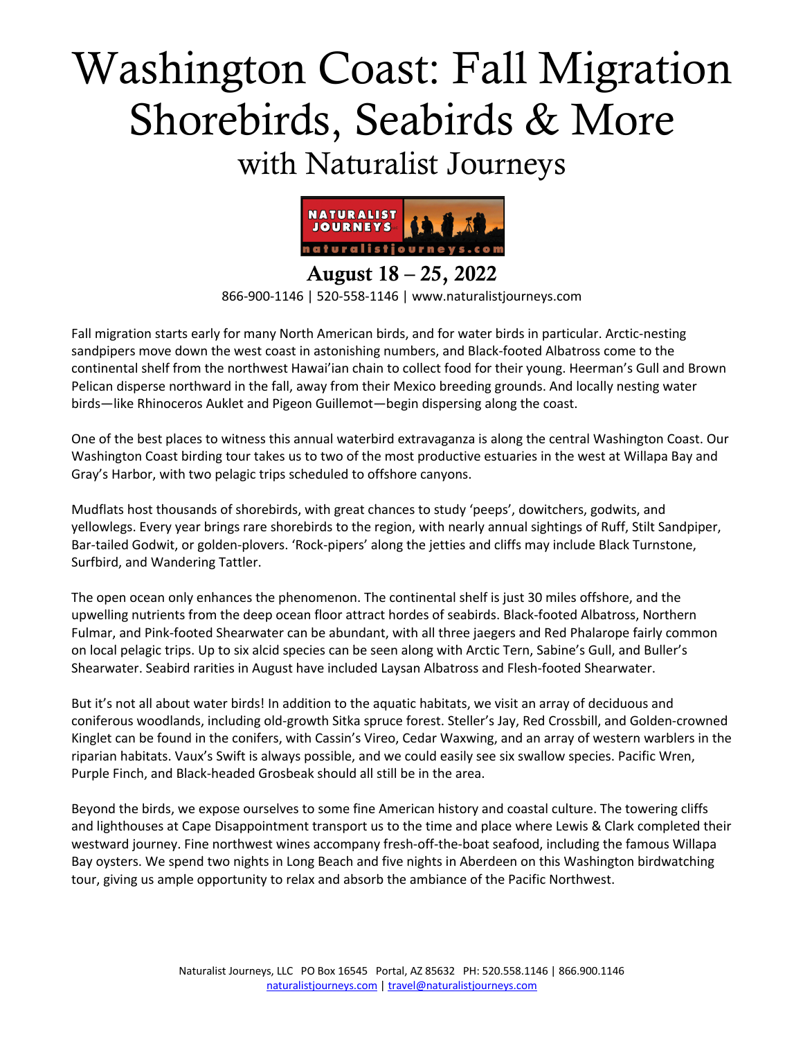# Washington Coast: Fall Migration Shorebirds, Seabirds & More

## with Naturalist Journeys

**August 18 – 25, 2022**

866-900-1146 | 520-558-1146 | www.naturalistjourneys.com

Fall migration starts early for many North American birds, and for water birds in particular. Arctic-nesting sandpipers move down the west coast in astonishing numbers, and Black-footed Albatross come to the continental shelf from the northwest Hawai'ian chain to collect food for their young. Heerman's Gull and Brown Pelican disperse northward in the fall, away from their Mexico breeding grounds. And locally nesting water birds—like Rhinoceros Auklet and Pigeon Guillemot—begin dispersing along the coast.

One of the best places to witness this annual waterbird extravaganza is along the central Washington Coast. Our Washington Coast birding tour takes us to two of the most productive estuaries in the west at Willapa Bay and Gray's Harbor, with two pelagic trips scheduled to offshore canyons.

Mudflats host thousands of shorebirds, with great chances to study 'peeps', dowitchers, godwits, and yellowlegs. Every year brings rare shorebirds to the region, with nearly annual sightings of Ruff, Stilt Sandpiper, Bar-tailed Godwit, or golden-plovers. 'Rock-pipers' along the jetties and cliffs may include Black Turnstone, Surfbird, and Wandering Tattler.

The open ocean only enhances the phenomenon. The continental shelf is just 30 miles offshore, and the upwelling nutrients from the deep ocean floor attract hordes of seabirds. Black-footed Albatross, Northern Fulmar, and Pink-footed Shearwater can be abundant, with all three jaegers and Red Phalarope fairly common on local pelagic trips. Up to six alcid species can be seen along with Arctic Tern, Sabine's Gull, and Buller's Shearwater. Seabird rarities in August have included Laysan Albatross and Flesh-footed Shearwater.

But it's not all about water birds! In addition to the aquatic habitats, we visit an array of deciduous and coniferous woodlands, including old-growth Sitka spruce forest. Steller's Jay, Red Crossbill, and Golden-crowned Kinglet can be found in the conifers, with Cassin's Vireo, Cedar Waxwing, and an array of western warblers in the riparian habitats. Vaux's Swift is always possible, and we could easily see six swallow species. Pacific Wren, Purple Finch, and Black-headed Grosbeak should all still be in the area.

Beyond the birds, we expose ourselves to some fine American history and coastal culture. The towering cliffs and lighthouses at Cape Disappointment transport us to the time and place where Lewis & Clark completed their westward journey. Fine northwest wines accompany fresh-off-the-boat seafood, including the famous Willapa Bay oysters. We spend two nights in Long Beach and five nights in Aberdeen on this Washington birdwatching tour, giving us ample opportunity to relax and absorb the ambiance of the Pacific Northwest.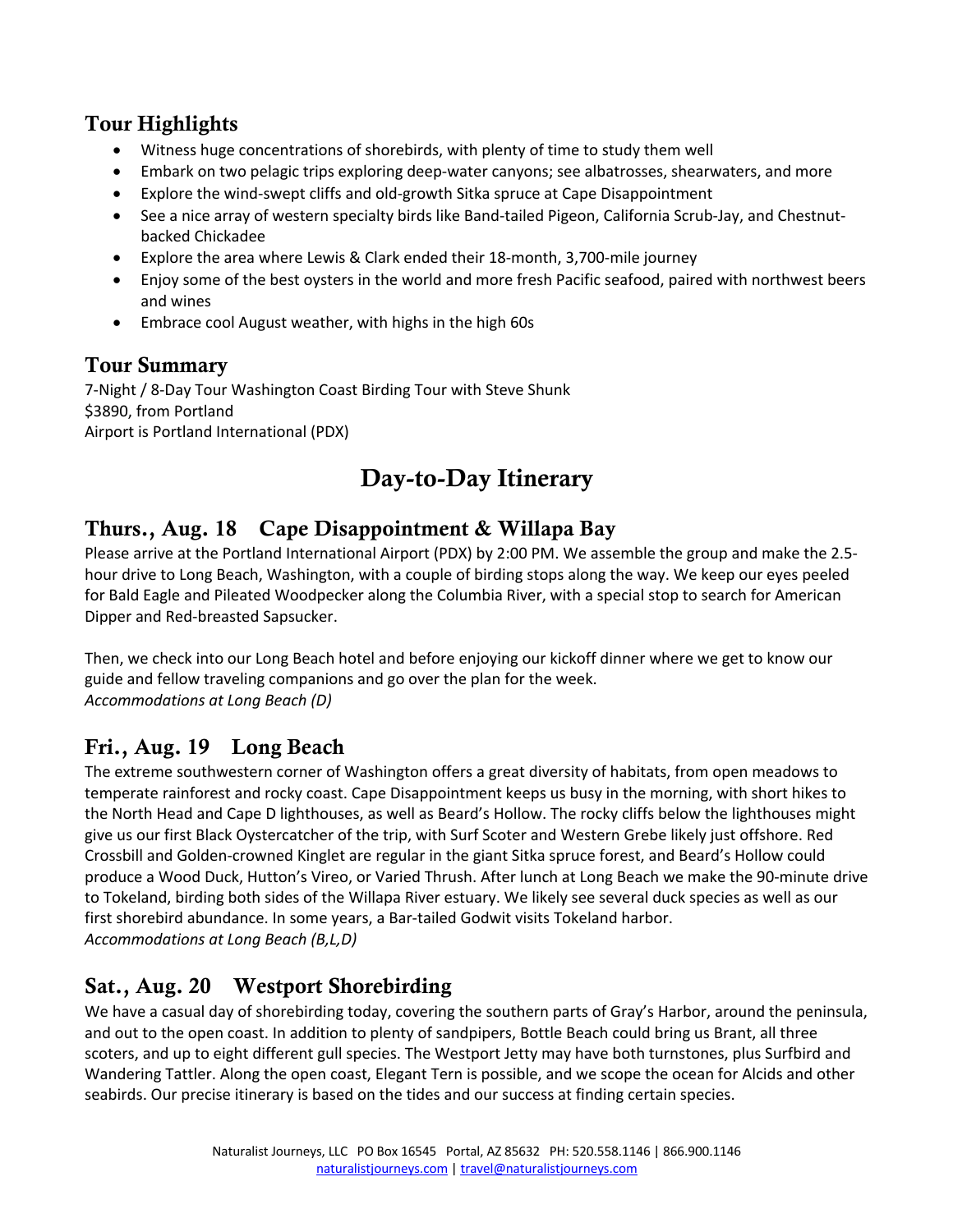## Tour Highlights

- Witness huge concentrations of shorebirds, with plenty of time to study them well
- Embark on two pelagic trips exploring deep-water canyons; see albatrosses, shearwaters, and more
- Explore the wind-swept cliffs and old-growth Sitka spruce at Cape Disappointment
- See a nice array of western specialty birds like Band-tailed Pigeon, California Scrub-Jay, and Chestnut-backed Chickadee
- Explore the area where Lewis & Clark ended their 18-month, 3,700-mile journey
- Enjoy some of the best oysters in the world and more fresh Pacific seafood, paired with northwest beers and wines
- Embrace cool August weather, with highs in the high 60s

## Tour Summary

7-Night / 8-Day Tour Washington Coast Birding Tour with Steve Shunk
$3890, from Portland
Airport is Portland International (PDX)

# Day-to-Day Itinerary

## Thurs., Aug. 18 Cape Disappointment & Willapa Bay

Please arrive at the Portland International Airport (PDX) by 2:00 PM. We assemble the group and make the 2.5-hour drive to Long Beach, Washington, with a couple of birding stops along the way. We keep our eyes peeled for Bald Eagle and Pileated Woodpecker along the Columbia River, with a special stop to search for American Dipper and Red-breasted Sapsucker.

Then, we check into our Long Beach hotel and before enjoying our kickoff dinner where we get to know our guide and fellow traveling companions and go over the plan for the week.
*Accommodations at Long Beach (D)*

## Fri., Aug. 19 Long Beach

The extreme southwestern corner of Washington offers a great diversity of habitats, from open meadows to temperate rainforest and rocky coast. Cape Disappointment keeps us busy in the morning, with short hikes to the North Head and Cape D lighthouses, as well as Beard's Hollow. The rocky cliffs below the lighthouses might give us our first Black Oystercatcher of the trip, with Surf Scoter and Western Grebe likely just offshore. Red Crossbill and Golden-crowned Kinglet are regular in the giant Sitka spruce forest, and Beard's Hollow could produce a Wood Duck, Hutton's Vireo, or Varied Thrush. After lunch at Long Beach we make the 90-minute drive to Tokeland, birding both sides of the Willapa River estuary. We likely see several duck species as well as our first shorebird abundance. In some years, a Bar-tailed Godwit visits Tokeland harbor.
*Accommodations at Long Beach (B,L,D)*

## Sat., Aug. 20 Westport Shorebirding

We have a casual day of shorebirding today, covering the southern parts of Gray's Harbor, around the peninsula, and out to the open coast. In addition to plenty of sandpipers, Bottle Beach could bring us Brant, all three scoters, and up to eight different gull species. The Westport Jetty may have both turnstones, plus Surfbird and Wandering Tattler. Along the open coast, Elegant Tern is possible, and we scope the ocean for Alcids and other seabirds. Our precise itinerary is based on the tides and our success at finding certain species.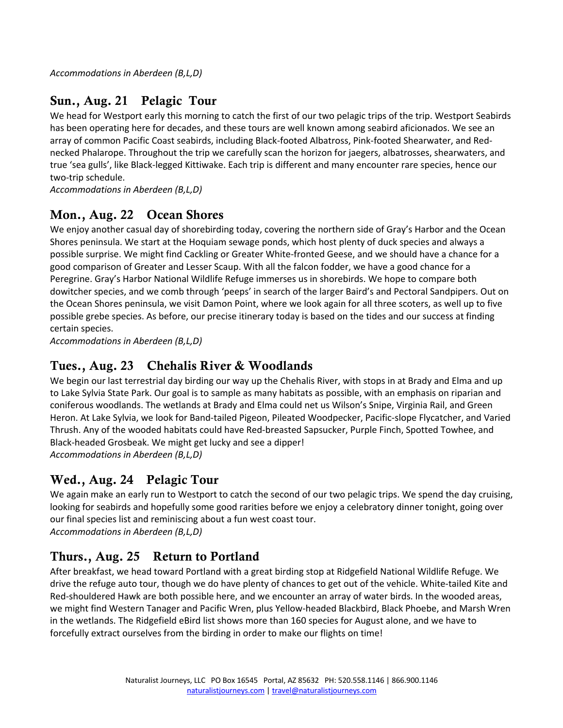*Accommodations in Aberdeen (B,L,D)*

## Sun., Aug. 21 Pelagic Tour

We head for Westport early this morning to catch the first of our two pelagic trips of the trip. Westport Seabirds has been operating here for decades, and these tours are well known among seabird aficionados. We see an array of common Pacific Coast seabirds, including Black-footed Albatross, Pink-footed Shearwater, and Red-necked Phalarope. Throughout the trip we carefully scan the horizon for jaegers, albatrosses, shearwaters, and true 'sea gulls', like Black-legged Kittiwake. Each trip is different and many encounter rare species, hence our two-trip schedule.
*Accommodations in Aberdeen (B,L,D)*

## Mon., Aug. 22 Ocean Shores

We enjoy another casual day of shorebirding today, covering the northern side of Gray's Harbor and the Ocean Shores peninsula. We start at the Hoquiam sewage ponds, which host plenty of duck species and always a possible surprise. We might find Cackling or Greater White-fronted Geese, and we should have a chance for a good comparison of Greater and Lesser Scaup. With all the falcon fodder, we have a good chance for a Peregrine. Gray's Harbor National Wildlife Refuge immerses us in shorebirds. We hope to compare both dowitcher species, and we comb through 'peeps' in search of the larger Baird's and Pectoral Sandpipers. Out on the Ocean Shores peninsula, we visit Damon Point, where we look again for all three scoters, as well up to five possible grebe species. As before, our precise itinerary today is based on the tides and our success at finding certain species.
*Accommodations in Aberdeen (B,L,D)*

## Tues., Aug. 23 Chehalis River & Woodlands

We begin our last terrestrial day birding our way up the Chehalis River, with stops in at Brady and Elma and up to Lake Sylvia State Park. Our goal is to sample as many habitats as possible, with an emphasis on riparian and coniferous woodlands. The wetlands at Brady and Elma could net us Wilson's Snipe, Virginia Rail, and Green Heron. At Lake Sylvia, we look for Band-tailed Pigeon, Pileated Woodpecker, Pacific-slope Flycatcher, and Varied Thrush. Any of the wooded habitats could have Red-breasted Sapsucker, Purple Finch, Spotted Towhee, and Black-headed Grosbeak. We might get lucky and see a dipper!
*Accommodations in Aberdeen (B,L,D)*

## Wed., Aug. 24 Pelagic Tour

We again make an early run to Westport to catch the second of our two pelagic trips. We spend the day cruising, looking for seabirds and hopefully some good rarities before we enjoy a celebratory dinner tonight, going over our final species list and reminiscing about a fun west coast tour.
*Accommodations in Aberdeen (B,L,D)*

## Thurs., Aug. 25 Return to Portland

After breakfast, we head toward Portland with a great birding stop at Ridgefield National Wildlife Refuge. We drive the refuge auto tour, though we do have plenty of chances to get out of the vehicle. White-tailed Kite and Red-shouldered Hawk are both possible here, and we encounter an array of water birds. In the wooded areas, we might find Western Tanager and Pacific Wren, plus Yellow-headed Blackbird, Black Phoebe, and Marsh Wren in the wetlands. The Ridgefield eBird list shows more than 160 species for August alone, and we have to forcefully extract ourselves from the birding in order to make our flights on time!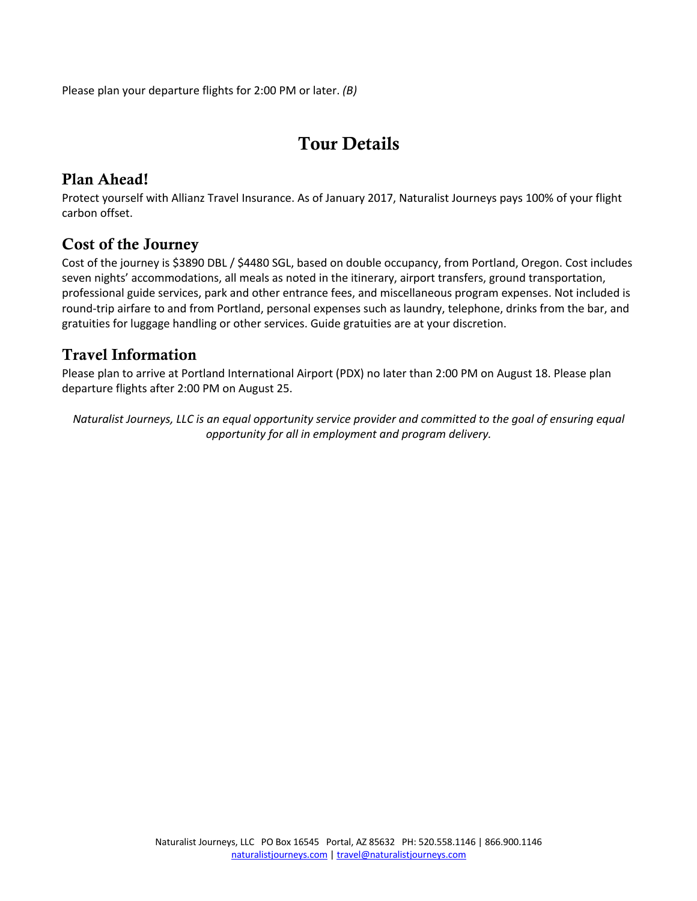Please plan your departure flights for 2:00 PM or later. *(B)*

# Tour Details

## Plan Ahead!

Protect yourself with Allianz Travel Insurance. As of January 2017, Naturalist Journeys pays 100% of your flight carbon offset.

## Cost of the Journey

Cost of the journey is $3890 DBL / $4480 SGL, based on double occupancy, from Portland, Oregon. Cost includes seven nights' accommodations, all meals as noted in the itinerary, airport transfers, ground transportation, professional guide services, park and other entrance fees, and miscellaneous program expenses. Not included is round-trip airfare to and from Portland, personal expenses such as laundry, telephone, drinks from the bar, and gratuities for luggage handling or other services. Guide gratuities are at your discretion.

## Travel Information

Please plan to arrive at Portland International Airport (PDX) no later than 2:00 PM on August 18. Please plan departure flights after 2:00 PM on August 25.

*Naturalist Journeys, LLC is an equal opportunity service provider and committed to the goal of ensuring equal opportunity for all in employment and program delivery.*